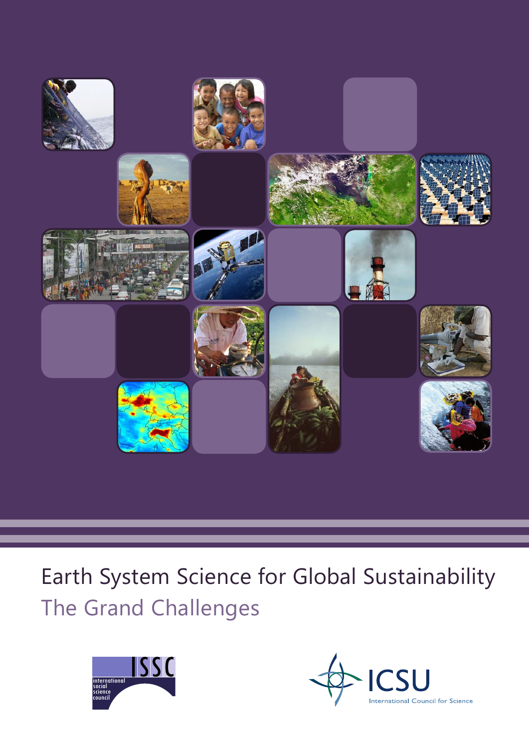# Earth System Science for Global Sustainability

## The Grand Challenges

ISSC international social science council

ICSU International Council for Science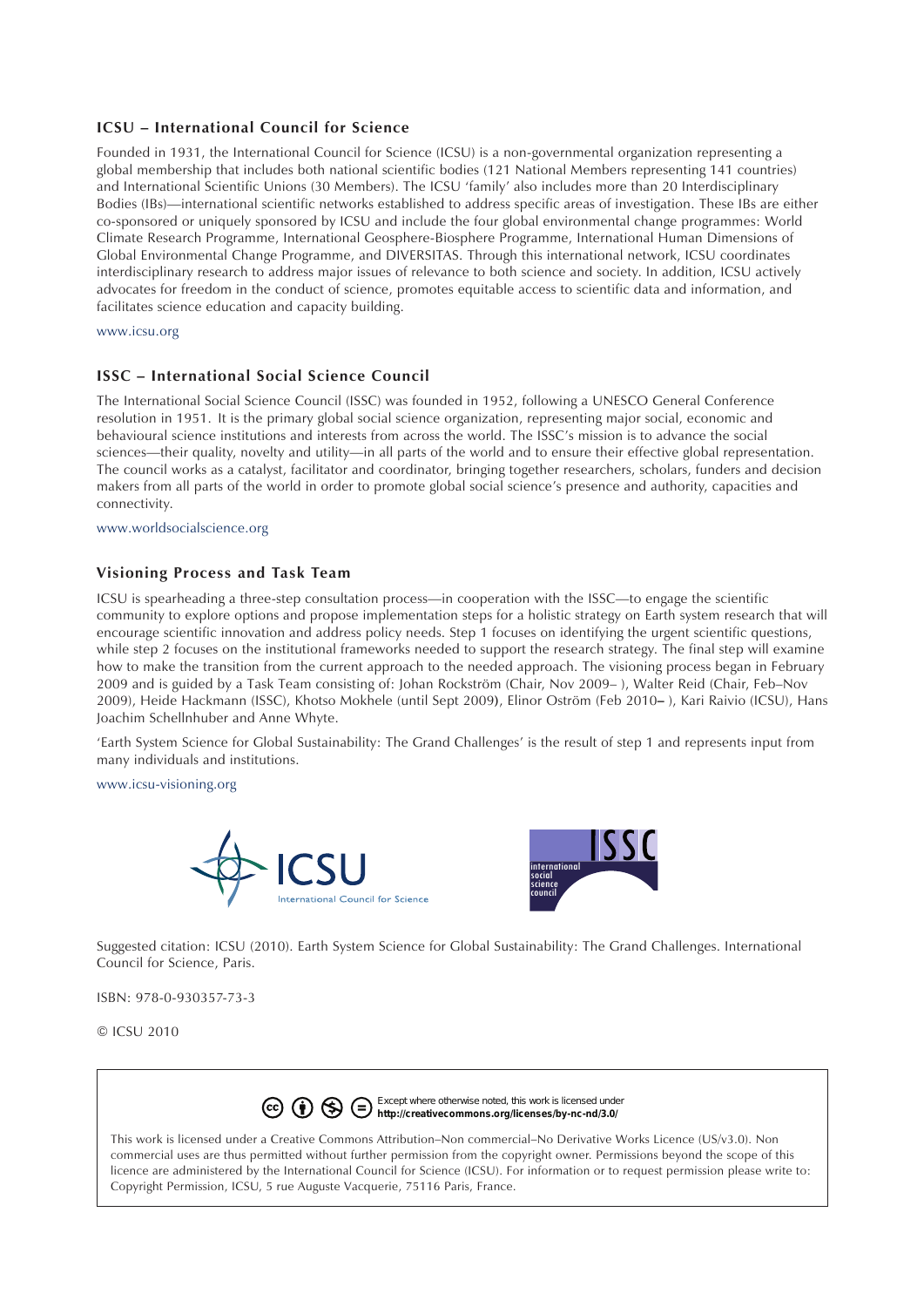### ICSU – International Council for Science

Founded in 1931, the International Council for Science (ICSU) is a non-governmental organization representing a global membership that includes both national scientific bodies (121 National Members representing 141 countries) and International Scientific Unions (30 Members). The ICSU 'family' also includes more than 20 Interdisciplinary Bodies (IBs)—international scientific networks established to address specific areas of investigation. These IBs are either co-sponsored or uniquely sponsored by ICSU and include the four global environmental change programmes: World Climate Research Programme, International Geosphere-Biosphere Programme, International Human Dimensions of Global Environmental Change Programme, and DIVERSITAS. Through this international network, ICSU coordinates interdisciplinary research to address major issues of relevance to both science and society. In addition, ICSU actively advocates for freedom in the conduct of science, promotes equitable access to scientific data and information, and facilitates science education and capacity building.

www.icsu.org

### ISSC – International Social Science Council

The International Social Science Council (ISSC) was founded in 1952, following a UNESCO General Conference resolution in 1951. It is the primary global social science organization, representing major social, economic and behavioural science institutions and interests from across the world. The ISSC's mission is to advance the social sciences—their quality, novelty and utility—in all parts of the world and to ensure their effective global representation. The council works as a catalyst, facilitator and coordinator, bringing together researchers, scholars, funders and decision makers from all parts of the world in order to promote global social science's presence and authority, capacities and connectivity.

www.worldsocialscience.org

### Visioning Process and Task Team

ICSU is spearheading a three-step consultation process—in cooperation with the ISSC—to engage the scientific community to explore options and propose implementation steps for a holistic strategy on Earth system research that will encourage scientific innovation and address policy needs. Step 1 focuses on identifying the urgent scientific questions, while step 2 focuses on the institutional frameworks needed to support the research strategy. The final step will examine how to make the transition from the current approach to the needed approach. The visioning process began in February 2009 and is guided by a Task Team consisting of: Johan Rockström (Chair, Nov 2009– ), Walter Reid (Chair, Feb–Nov 2009), Heide Hackmann (ISSC), Khotso Mokhele (until Sept 2009), Elinor Oström (Feb 2010– ), Kari Raivio (ICSU), Hans Joachim Schellnhuber and Anne Whyte.

'Earth System Science for Global Sustainability: The Grand Challenges' is the result of step 1 and represents input from many individuals and institutions.

www.icsu-visioning.org

ICSU International Council for Science

ISSC international social science council

Suggested citation: ICSU (2010). Earth System Science for Global Sustainability: The Grand Challenges. International Council for Science, Paris.

ISBN: 978-0-930357-73-3

© ICSU 2010

Except where otherwise noted, this work is licensed under **http://creativecommons.org/licenses/by-nc-nd/3.0/**

This work is licensed under a Creative Commons Attribution–Non commercial–No Derivative Works Licence (US/v3.0). Non commercial uses are thus permitted without further permission from the copyright owner. Permissions beyond the scope of this licence are administered by the International Council for Science (ICSU). For information or to request permission please write to: Copyright Permission, ICSU, 5 rue Auguste Vacquerie, 75116 Paris, France.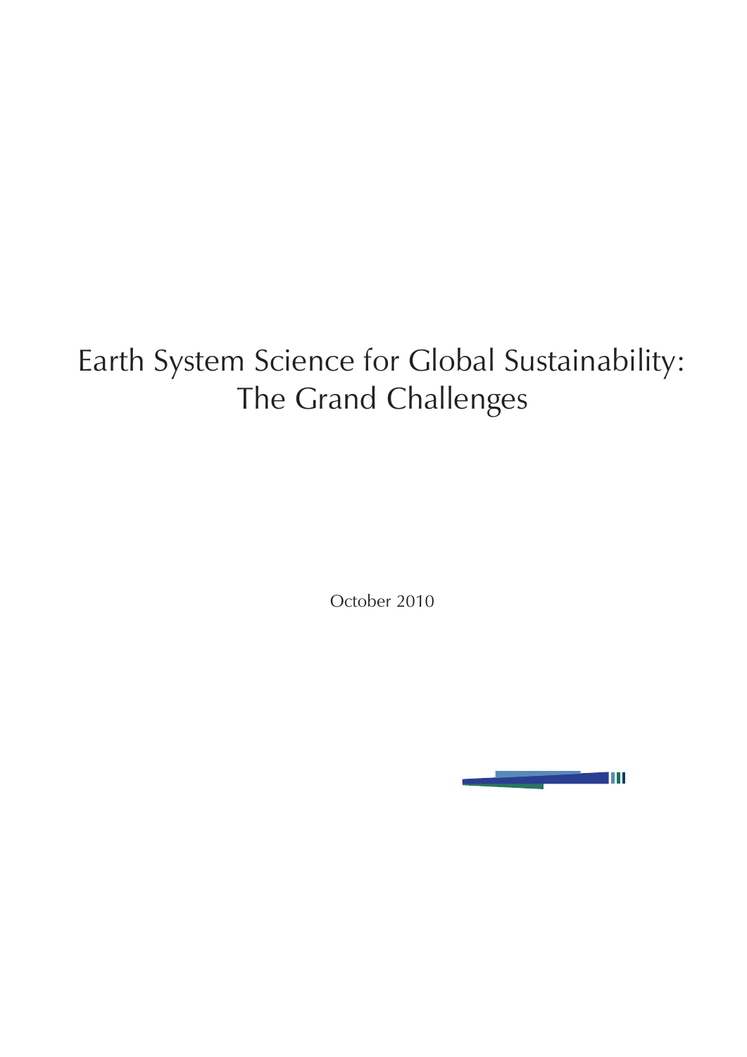# Earth System Science for Global Sustainability: The Grand Challenges

October 2010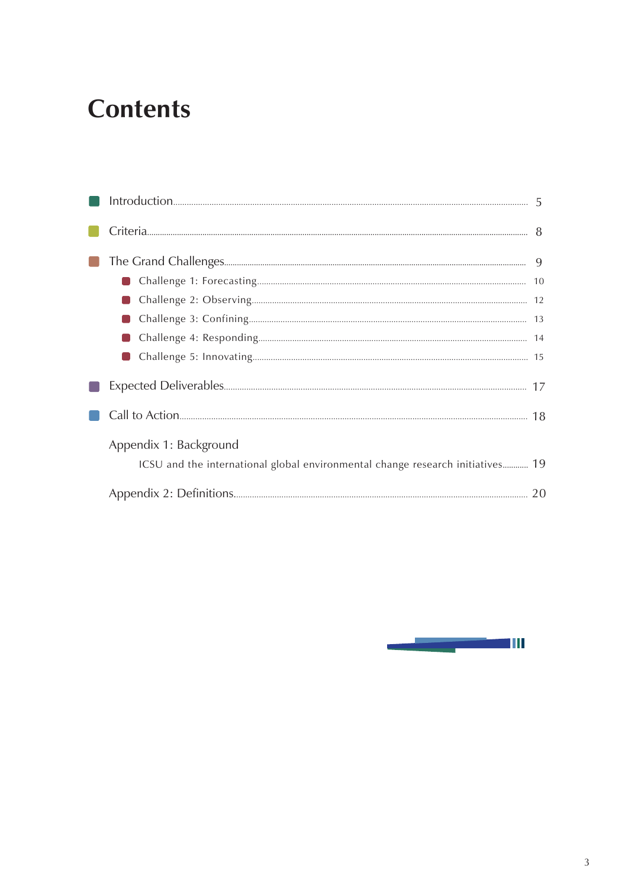# Contents

- Introduction ..... 5
- Criteria ..... 8
- The Grand Challenges ..... 9
  - Challenge 1: Forecasting ..... 10
  - Challenge 2: Observing ..... 12
  - Challenge 3: Confining ..... 13
  - Challenge 4: Responding ..... 14
  - Challenge 5: Innovating ..... 15
- Expected Deliverables ..... 17
- Call to Action ..... 18
- Appendix 1: Background
  - ICSU and the international global environmental change research initiatives ..... 19
- Appendix 2: Definitions ..... 20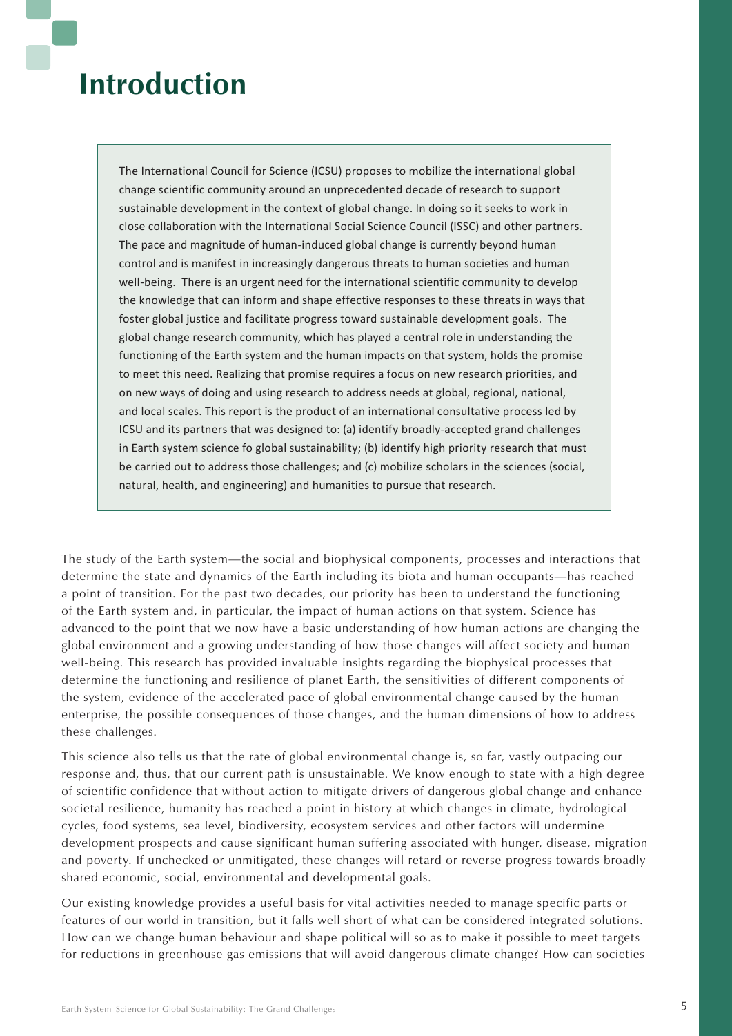# Introduction

> The International Council for Science (ICSU) proposes to mobilize the international global change scientific community around an unprecedented decade of research to support sustainable development in the context of global change. In doing so it seeks to work in close collaboration with the International Social Science Council (ISSC) and other partners. The pace and magnitude of human-induced global change is currently beyond human control and is manifest in increasingly dangerous threats to human societies and human well-being. There is an urgent need for the international scientific community to develop the knowledge that can inform and shape effective responses to these threats in ways that foster global justice and facilitate progress toward sustainable development goals. The global change research community, which has played a central role in understanding the functioning of the Earth system and the human impacts on that system, holds the promise to meet this need. Realizing that promise requires a focus on new research priorities, and on new ways of doing and using research to address needs at global, regional, national, and local scales. This report is the product of an international consultative process led by ICSU and its partners that was designed to: (a) identify broadly-accepted grand challenges in Earth system science fo global sustainability; (b) identify high priority research that must be carried out to address those challenges; and (c) mobilize scholars in the sciences (social, natural, health, and engineering) and humanities to pursue that research.

The study of the Earth system—the social and biophysical components, processes and interactions that determine the state and dynamics of the Earth including its biota and human occupants—has reached a point of transition. For the past two decades, our priority has been to understand the functioning of the Earth system and, in particular, the impact of human actions on that system. Science has advanced to the point that we now have a basic understanding of how human actions are changing the global environment and a growing understanding of how those changes will affect society and human well-being. This research has provided invaluable insights regarding the biophysical processes that determine the functioning and resilience of planet Earth, the sensitivities of different components of the system, evidence of the accelerated pace of global environmental change caused by the human enterprise, the possible consequences of those changes, and the human dimensions of how to address these challenges.

This science also tells us that the rate of global environmental change is, so far, vastly outpacing our response and, thus, that our current path is unsustainable. We know enough to state with a high degree of scientific confidence that without action to mitigate drivers of dangerous global change and enhance societal resilience, humanity has reached a point in history at which changes in climate, hydrological cycles, food systems, sea level, biodiversity, ecosystem services and other factors will undermine development prospects and cause significant human suffering associated with hunger, disease, migration and poverty. If unchecked or unmitigated, these changes will retard or reverse progress towards broadly shared economic, social, environmental and developmental goals.

Our existing knowledge provides a useful basis for vital activities needed to manage specific parts or features of our world in transition, but it falls well short of what can be considered integrated solutions. How can we change human behaviour and shape political will so as to make it possible to meet targets for reductions in greenhouse gas emissions that will avoid dangerous climate change? How can societies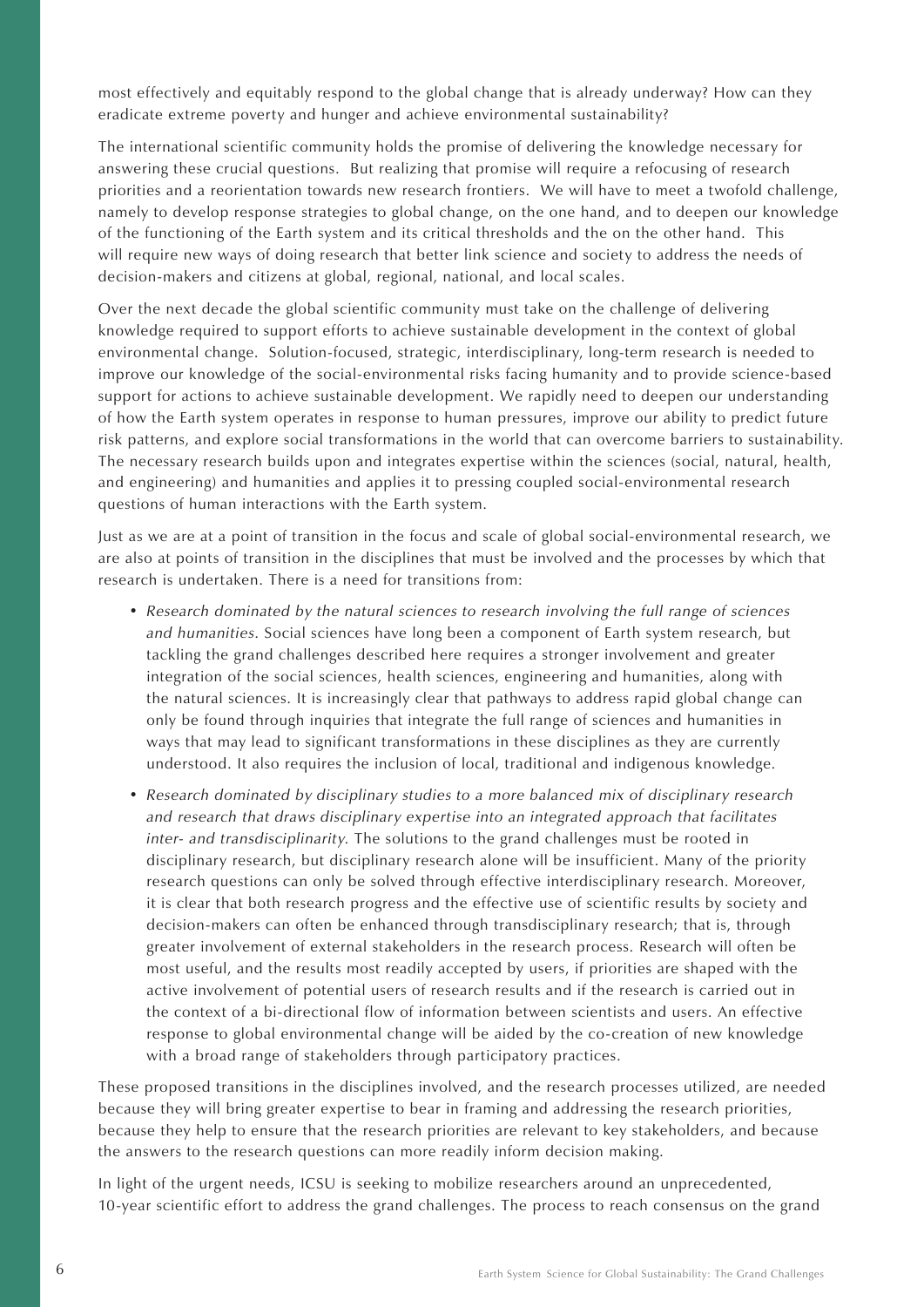most effectively and equitably respond to the global change that is already underway? How can they eradicate extreme poverty and hunger and achieve environmental sustainability?

The international scientific community holds the promise of delivering the knowledge necessary for answering these crucial questions. But realizing that promise will require a refocusing of research priorities and a reorientation towards new research frontiers. We will have to meet a twofold challenge, namely to develop response strategies to global change, on the one hand, and to deepen our knowledge of the functioning of the Earth system and its critical thresholds and the on the other hand. This will require new ways of doing research that better link science and society to address the needs of decision-makers and citizens at global, regional, national, and local scales.

Over the next decade the global scientific community must take on the challenge of delivering knowledge required to support efforts to achieve sustainable development in the context of global environmental change. Solution-focused, strategic, interdisciplinary, long-term research is needed to improve our knowledge of the social-environmental risks facing humanity and to provide science-based support for actions to achieve sustainable development. We rapidly need to deepen our understanding of how the Earth system operates in response to human pressures, improve our ability to predict future risk patterns, and explore social transformations in the world that can overcome barriers to sustainability. The necessary research builds upon and integrates expertise within the sciences (social, natural, health, and engineering) and humanities and applies it to pressing coupled social-environmental research questions of human interactions with the Earth system.

Just as we are at a point of transition in the focus and scale of global social-environmental research, we are also at points of transition in the disciplines that must be involved and the processes by which that research is undertaken. There is a need for transitions from:

- *Research dominated by the natural sciences to research involving the full range of sciences and humanities.* Social sciences have long been a component of Earth system research, but tackling the grand challenges described here requires a stronger involvement and greater integration of the social sciences, health sciences, engineering and humanities, along with the natural sciences. It is increasingly clear that pathways to address rapid global change can only be found through inquiries that integrate the full range of sciences and humanities in ways that may lead to significant transformations in these disciplines as they are currently understood. It also requires the inclusion of local, traditional and indigenous knowledge.
- *Research dominated by disciplinary studies to a more balanced mix of disciplinary research and research that draws disciplinary expertise into an integrated approach that facilitates inter- and transdisciplinarity.* The solutions to the grand challenges must be rooted in disciplinary research, but disciplinary research alone will be insufficient. Many of the priority research questions can only be solved through effective interdisciplinary research. Moreover, it is clear that both research progress and the effective use of scientific results by society and decision-makers can often be enhanced through transdisciplinary research; that is, through greater involvement of external stakeholders in the research process. Research will often be most useful, and the results most readily accepted by users, if priorities are shaped with the active involvement of potential users of research results and if the research is carried out in the context of a bi-directional flow of information between scientists and users. An effective response to global environmental change will be aided by the co-creation of new knowledge with a broad range of stakeholders through participatory practices.

These proposed transitions in the disciplines involved, and the research processes utilized, are needed because they will bring greater expertise to bear in framing and addressing the research priorities, because they help to ensure that the research priorities are relevant to key stakeholders, and because the answers to the research questions can more readily inform decision making.

In light of the urgent needs, ICSU is seeking to mobilize researchers around an unprecedented, 10-year scientific effort to address the grand challenges. The process to reach consensus on the grand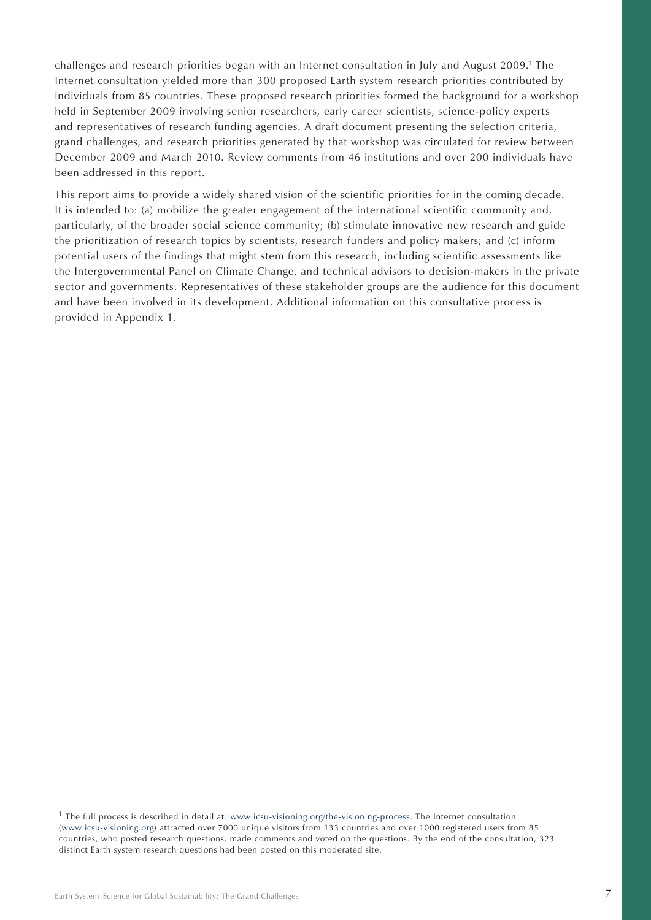challenges and research priorities began with an Internet consultation in July and August 2009.[1] The Internet consultation yielded more than 300 proposed Earth system research priorities contributed by individuals from 85 countries. These proposed research priorities formed the background for a workshop held in September 2009 involving senior researchers, early career scientists, science-policy experts and representatives of research funding agencies. A draft document presenting the selection criteria, grand challenges, and research priorities generated by that workshop was circulated for review between December 2009 and March 2010. Review comments from 46 institutions and over 200 individuals have been addressed in this report.

This report aims to provide a widely shared vision of the scientific priorities for in the coming decade. It is intended to: (a) mobilize the greater engagement of the international scientific community and, particularly, of the broader social science community; (b) stimulate innovative new research and guide the prioritization of research topics by scientists, research funders and policy makers; and (c) inform potential users of the findings that might stem from this research, including scientific assessments like the Intergovernmental Panel on Climate Change, and technical advisors to decision-makers in the private sector and governments. Representatives of these stakeholder groups are the audience for this document and have been involved in its development. Additional information on this consultative process is provided in Appendix 1.

---

[1] The full process is described in detail at: www.icsu-visioning.org/the-visioning-process. The Internet consultation (www.icsu-visioning.org) attracted over 7000 unique visitors from 133 countries and over 1000 registered users from 85 countries, who posted research questions, made comments and voted on the questions. By the end of the consultation, 323 distinct Earth system research questions had been posted on this moderated site.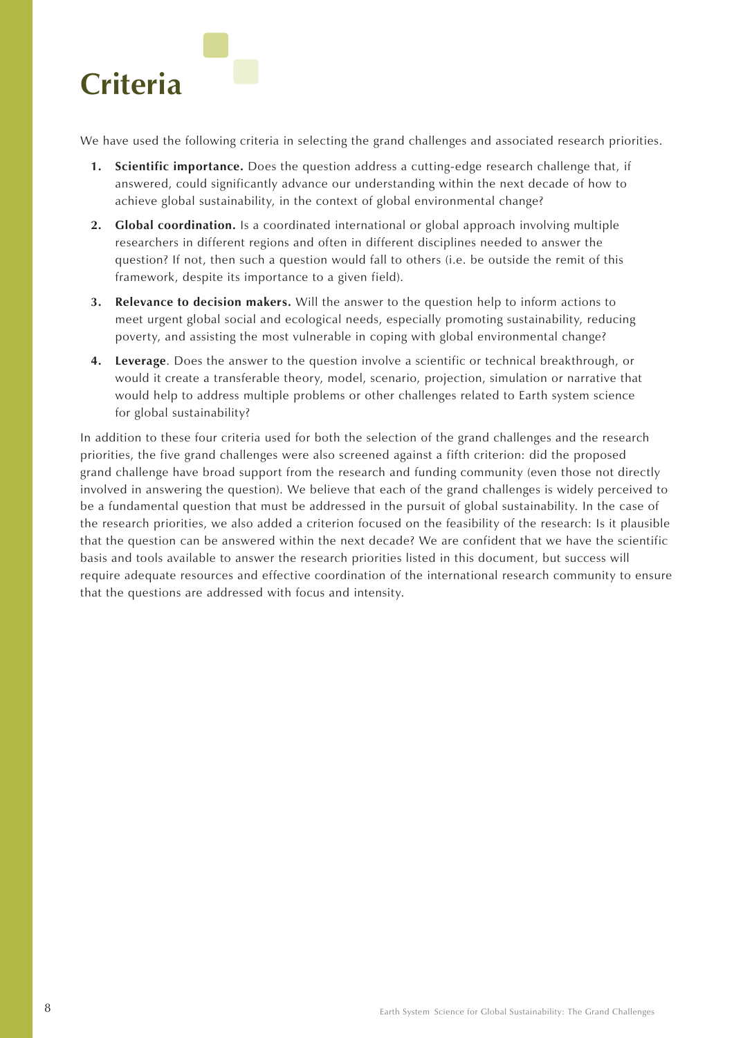# Criteria

We have used the following criteria in selecting the grand challenges and associated research priorities.

1. **Scientific importance.** Does the question address a cutting-edge research challenge that, if answered, could significantly advance our understanding within the next decade of how to achieve global sustainability, in the context of global environmental change?
2. **Global coordination.** Is a coordinated international or global approach involving multiple researchers in different regions and often in different disciplines needed to answer the question? If not, then such a question would fall to others (i.e. be outside the remit of this framework, despite its importance to a given field).
3. **Relevance to decision makers.** Will the answer to the question help to inform actions to meet urgent global social and ecological needs, especially promoting sustainability, reducing poverty, and assisting the most vulnerable in coping with global environmental change?
4. **Leverage**. Does the answer to the question involve a scientific or technical breakthrough, or would it create a transferable theory, model, scenario, projection, simulation or narrative that would help to address multiple problems or other challenges related to Earth system science for global sustainability?

In addition to these four criteria used for both the selection of the grand challenges and the research priorities, the five grand challenges were also screened against a fifth criterion: did the proposed grand challenge have broad support from the research and funding community (even those not directly involved in answering the question). We believe that each of the grand challenges is widely perceived to be a fundamental question that must be addressed in the pursuit of global sustainability. In the case of the research priorities, we also added a criterion focused on the feasibility of the research: Is it plausible that the question can be answered within the next decade? We are confident that we have the scientific basis and tools available to answer the research priorities listed in this document, but success will require adequate resources and effective coordination of the international research community to ensure that the questions are addressed with focus and intensity.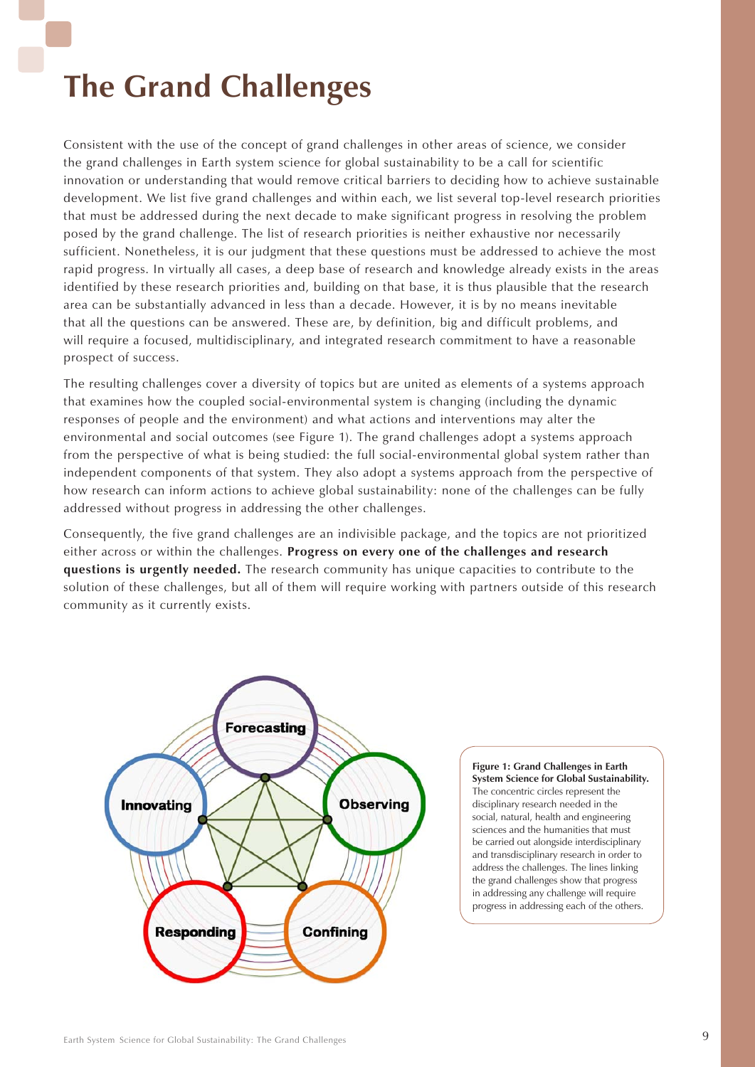# The Grand Challenges

Consistent with the use of the concept of grand challenges in other areas of science, we consider the grand challenges in Earth system science for global sustainability to be a call for scientific innovation or understanding that would remove critical barriers to deciding how to achieve sustainable development. We list five grand challenges and within each, we list several top-level research priorities that must be addressed during the next decade to make significant progress in resolving the problem posed by the grand challenge. The list of research priorities is neither exhaustive nor necessarily sufficient. Nonetheless, it is our judgment that these questions must be addressed to achieve the most rapid progress. In virtually all cases, a deep base of research and knowledge already exists in the areas identified by these research priorities and, building on that base, it is thus plausible that the research area can be substantially advanced in less than a decade. However, it is by no means inevitable that all the questions can be answered. These are, by definition, big and difficult problems, and will require a focused, multidisciplinary, and integrated research commitment to have a reasonable prospect of success.

The resulting challenges cover a diversity of topics but are united as elements of a systems approach that examines how the coupled social-environmental system is changing (including the dynamic responses of people and the environment) and what actions and interventions may alter the environmental and social outcomes (see Figure 1). The grand challenges adopt a systems approach from the perspective of what is being studied: the full social-environmental global system rather than independent components of that system. They also adopt a systems approach from the perspective of how research can inform actions to achieve global sustainability: none of the challenges can be fully addressed without progress in addressing the other challenges.

Consequently, the five grand challenges are an indivisible package, and the topics are not prioritized either across or within the challenges. **Progress on every one of the challenges and research questions is urgently needed.** The research community has unique capacities to contribute to the solution of these challenges, but all of them will require working with partners outside of this research community as it currently exists.

**Figure 1: Grand Challenges in Earth System Science for Global Sustainability.** The concentric circles represent the disciplinary research needed in the social, natural, health and engineering sciences and the humanities that must be carried out alongside interdisciplinary and transdisciplinary research in order to address the challenges. The lines linking the grand challenges show that progress in addressing any challenge will require progress in addressing each of the others.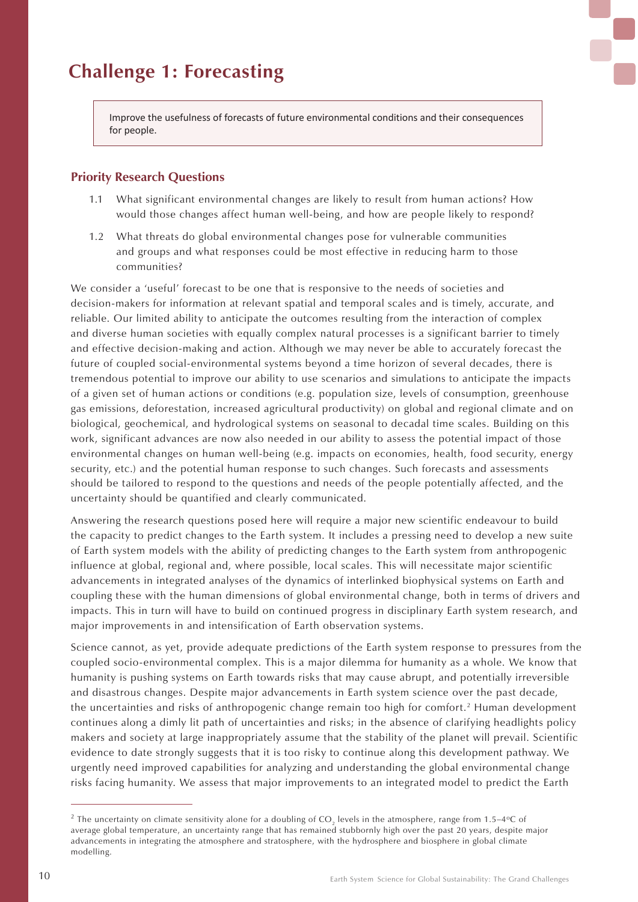# Challenge 1: Forecasting

> Improve the usefulness of forecasts of future environmental conditions and their consequences for people.

### Priority Research Questions

1.1 What significant environmental changes are likely to result from human actions? How would those changes affect human well-being, and how are people likely to respond?

1.2 What threats do global environmental changes pose for vulnerable communities and groups and what responses could be most effective in reducing harm to those communities?

We consider a 'useful' forecast to be one that is responsive to the needs of societies and decision-makers for information at relevant spatial and temporal scales and is timely, accurate, and reliable. Our limited ability to anticipate the outcomes resulting from the interaction of complex and diverse human societies with equally complex natural processes is a significant barrier to timely and effective decision-making and action. Although we may never be able to accurately forecast the future of coupled social-environmental systems beyond a time horizon of several decades, there is tremendous potential to improve our ability to use scenarios and simulations to anticipate the impacts of a given set of human actions or conditions (e.g. population size, levels of consumption, greenhouse gas emissions, deforestation, increased agricultural productivity) on global and regional climate and on biological, geochemical, and hydrological systems on seasonal to decadal time scales. Building on this work, significant advances are now also needed in our ability to assess the potential impact of those environmental changes on human well-being (e.g. impacts on economies, health, food security, energy security, etc.) and the potential human response to such changes. Such forecasts and assessments should be tailored to respond to the questions and needs of the people potentially affected, and the uncertainty should be quantified and clearly communicated.

Answering the research questions posed here will require a major new scientific endeavour to build the capacity to predict changes to the Earth system. It includes a pressing need to develop a new suite of Earth system models with the ability of predicting changes to the Earth system from anthropogenic influence at global, regional and, where possible, local scales. This will necessitate major scientific advancements in integrated analyses of the dynamics of interlinked biophysical systems on Earth and coupling these with the human dimensions of global environmental change, both in terms of drivers and impacts. This in turn will have to build on continued progress in disciplinary Earth system research, and major improvements in and intensification of Earth observation systems.

Science cannot, as yet, provide adequate predictions of the Earth system response to pressures from the coupled socio-environmental complex. This is a major dilemma for humanity as a whole. We know that humanity is pushing systems on Earth towards risks that may cause abrupt, and potentially irreversible and disastrous changes. Despite major advancements in Earth system science over the past decade, the uncertainties and risks of anthropogenic change remain too high for comfort.[2] Human development continues along a dimly lit path of uncertainties and risks; in the absence of clarifying headlights policy makers and society at large inappropriately assume that the stability of the planet will prevail. Scientific evidence to date strongly suggests that it is too risky to continue along this development pathway. We urgently need improved capabilities for analyzing and understanding the global environmental change risks facing humanity. We assess that major improvements to an integrated model to predict the Earth

---

[2] The uncertainty on climate sensitivity alone for a doubling of $CO_2$ levels in the atmosphere, range from 1.5–4°C of average global temperature, an uncertainty range that has remained stubbornly high over the past 20 years, despite major advancements in integrating the atmosphere and stratosphere, with the hydrosphere and biosphere in global climate modelling.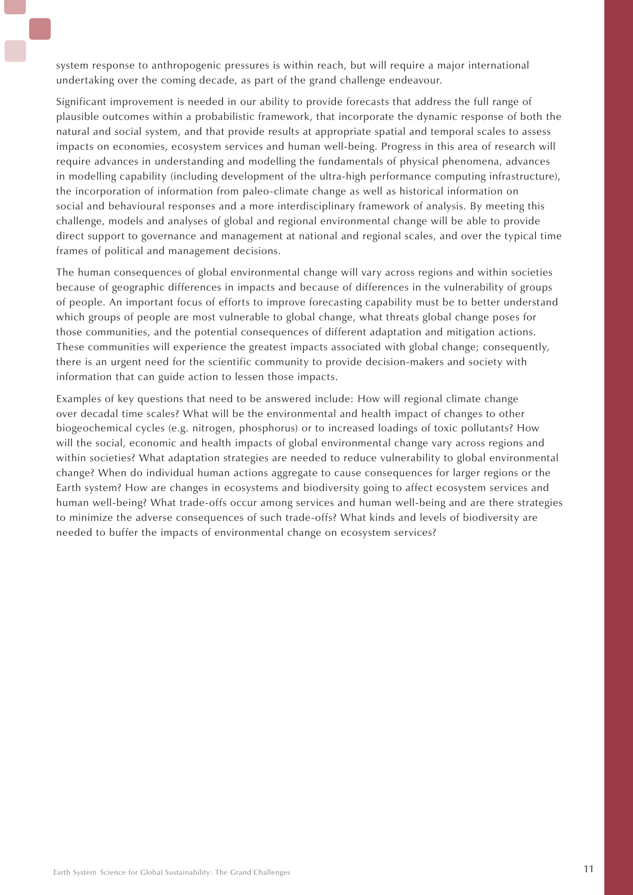system response to anthropogenic pressures is within reach, but will require a major international undertaking over the coming decade, as part of the grand challenge endeavour.

Significant improvement is needed in our ability to provide forecasts that address the full range of plausible outcomes within a probabilistic framework, that incorporate the dynamic response of both the natural and social system, and that provide results at appropriate spatial and temporal scales to assess impacts on economies, ecosystem services and human well-being. Progress in this area of research will require advances in understanding and modelling the fundamentals of physical phenomena, advances in modelling capability (including development of the ultra-high performance computing infrastructure), the incorporation of information from paleo-climate change as well as historical information on social and behavioural responses and a more interdisciplinary framework of analysis. By meeting this challenge, models and analyses of global and regional environmental change will be able to provide direct support to governance and management at national and regional scales, and over the typical time frames of political and management decisions.

The human consequences of global environmental change will vary across regions and within societies because of geographic differences in impacts and because of differences in the vulnerability of groups of people. An important focus of efforts to improve forecasting capability must be to better understand which groups of people are most vulnerable to global change, what threats global change poses for those communities, and the potential consequences of different adaptation and mitigation actions. These communities will experience the greatest impacts associated with global change; consequently, there is an urgent need for the scientific community to provide decision-makers and society with information that can guide action to lessen those impacts.

Examples of key questions that need to be answered include: How will regional climate change over decadal time scales? What will be the environmental and health impact of changes to other biogeochemical cycles (e.g. nitrogen, phosphorus) or to increased loadings of toxic pollutants? How will the social, economic and health impacts of global environmental change vary across regions and within societies? What adaptation strategies are needed to reduce vulnerability to global environmental change? When do individual human actions aggregate to cause consequences for larger regions or the Earth system? How are changes in ecosystems and biodiversity going to affect ecosystem services and human well-being? What trade-offs occur among services and human well-being and are there strategies to minimize the adverse consequences of such trade-offs? What kinds and levels of biodiversity are needed to buffer the impacts of environmental change on ecosystem services?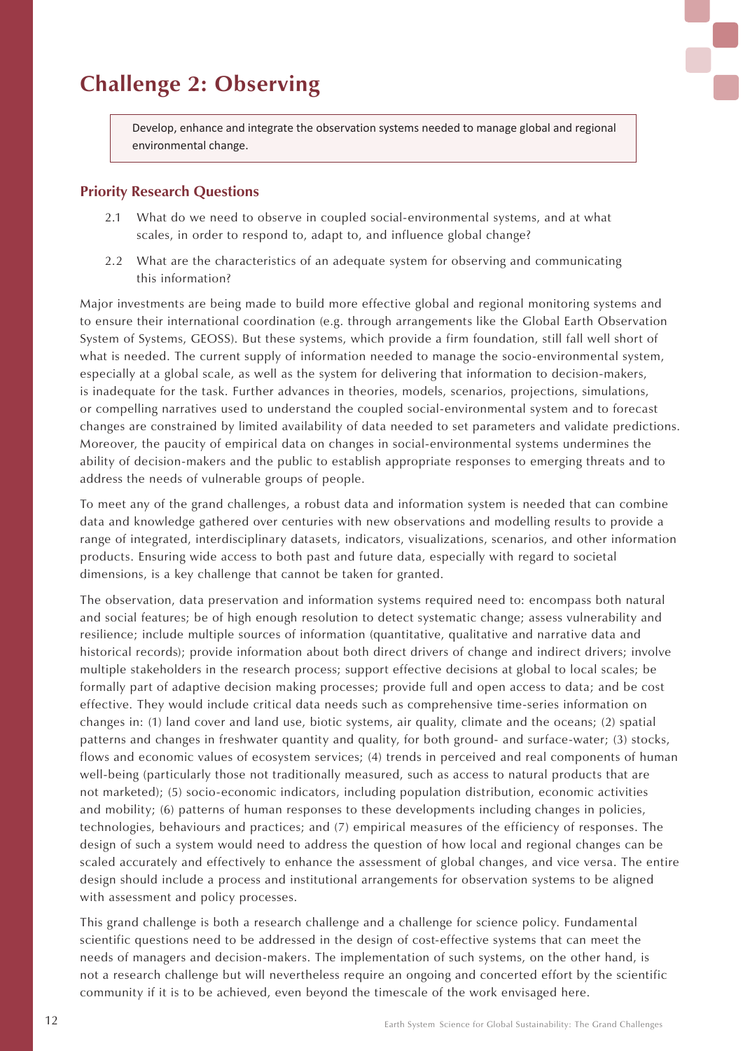# Challenge 2: Observing

> Develop, enhance and integrate the observation systems needed to manage global and regional environmental change.

### Priority Research Questions

2.1 What do we need to observe in coupled social-environmental systems, and at what scales, in order to respond to, adapt to, and influence global change?

2.2 What are the characteristics of an adequate system for observing and communicating this information?

Major investments are being made to build more effective global and regional monitoring systems and to ensure their international coordination (e.g. through arrangements like the Global Earth Observation System of Systems, GEOSS). But these systems, which provide a firm foundation, still fall well short of what is needed. The current supply of information needed to manage the socio-environmental system, especially at a global scale, as well as the system for delivering that information to decision-makers, is inadequate for the task. Further advances in theories, models, scenarios, projections, simulations, or compelling narratives used to understand the coupled social-environmental system and to forecast changes are constrained by limited availability of data needed to set parameters and validate predictions. Moreover, the paucity of empirical data on changes in social-environmental systems undermines the ability of decision-makers and the public to establish appropriate responses to emerging threats and to address the needs of vulnerable groups of people.

To meet any of the grand challenges, a robust data and information system is needed that can combine data and knowledge gathered over centuries with new observations and modelling results to provide a range of integrated, interdisciplinary datasets, indicators, visualizations, scenarios, and other information products. Ensuring wide access to both past and future data, especially with regard to societal dimensions, is a key challenge that cannot be taken for granted.

The observation, data preservation and information systems required need to: encompass both natural and social features; be of high enough resolution to detect systematic change; assess vulnerability and resilience; include multiple sources of information (quantitative, qualitative and narrative data and historical records); provide information about both direct drivers of change and indirect drivers; involve multiple stakeholders in the research process; support effective decisions at global to local scales; be formally part of adaptive decision making processes; provide full and open access to data; and be cost effective. They would include critical data needs such as comprehensive time-series information on changes in: (1) land cover and land use, biotic systems, air quality, climate and the oceans; (2) spatial patterns and changes in freshwater quantity and quality, for both ground- and surface-water; (3) stocks, flows and economic values of ecosystem services; (4) trends in perceived and real components of human well-being (particularly those not traditionally measured, such as access to natural products that are not marketed); (5) socio-economic indicators, including population distribution, economic activities and mobility; (6) patterns of human responses to these developments including changes in policies, technologies, behaviours and practices; and (7) empirical measures of the efficiency of responses. The design of such a system would need to address the question of how local and regional changes can be scaled accurately and effectively to enhance the assessment of global changes, and vice versa. The entire design should include a process and institutional arrangements for observation systems to be aligned with assessment and policy processes.

This grand challenge is both a research challenge and a challenge for science policy. Fundamental scientific questions need to be addressed in the design of cost-effective systems that can meet the needs of managers and decision-makers. The implementation of such systems, on the other hand, is not a research challenge but will nevertheless require an ongoing and concerted effort by the scientific community if it is to be achieved, even beyond the timescale of the work envisaged here.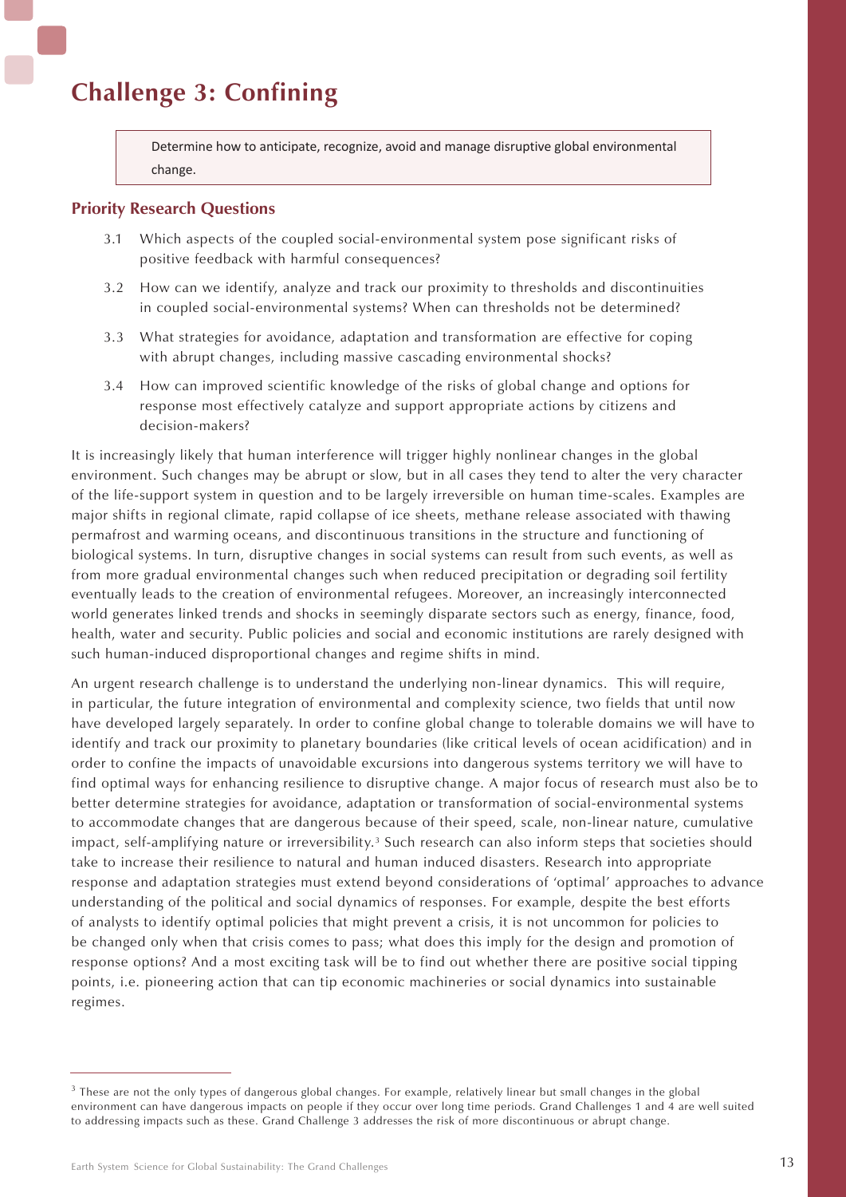# Challenge 3: Confining

> Determine how to anticipate, recognize, avoid and manage disruptive global environmental change.

## Priority Research Questions

3.1 Which aspects of the coupled social-environmental system pose significant risks of positive feedback with harmful consequences?

3.2 How can we identify, analyze and track our proximity to thresholds and discontinuities in coupled social-environmental systems? When can thresholds not be determined?

3.3 What strategies for avoidance, adaptation and transformation are effective for coping with abrupt changes, including massive cascading environmental shocks?

3.4 How can improved scientific knowledge of the risks of global change and options for response most effectively catalyze and support appropriate actions by citizens and decision-makers?

It is increasingly likely that human interference will trigger highly nonlinear changes in the global environment. Such changes may be abrupt or slow, but in all cases they tend to alter the very character of the life-support system in question and to be largely irreversible on human time-scales. Examples are major shifts in regional climate, rapid collapse of ice sheets, methane release associated with thawing permafrost and warming oceans, and discontinuous transitions in the structure and functioning of biological systems. In turn, disruptive changes in social systems can result from such events, as well as from more gradual environmental changes such when reduced precipitation or degrading soil fertility eventually leads to the creation of environmental refugees. Moreover, an increasingly interconnected world generates linked trends and shocks in seemingly disparate sectors such as energy, finance, food, health, water and security. Public policies and social and economic institutions are rarely designed with such human-induced disproportional changes and regime shifts in mind.

An urgent research challenge is to understand the underlying non-linear dynamics. This will require, in particular, the future integration of environmental and complexity science, two fields that until now have developed largely separately. In order to confine global change to tolerable domains we will have to identify and track our proximity to planetary boundaries (like critical levels of ocean acidification) and in order to confine the impacts of unavoidable excursions into dangerous systems territory we will have to find optimal ways for enhancing resilience to disruptive change. A major focus of research must also be to better determine strategies for avoidance, adaptation or transformation of social-environmental systems to accommodate changes that are dangerous because of their speed, scale, non-linear nature, cumulative impact, self-amplifying nature or irreversibility.[3] Such research can also inform steps that societies should take to increase their resilience to natural and human induced disasters. Research into appropriate response and adaptation strategies must extend beyond considerations of 'optimal' approaches to advance understanding of the political and social dynamics of responses. For example, despite the best efforts of analysts to identify optimal policies that might prevent a crisis, it is not uncommon for policies to be changed only when that crisis comes to pass; what does this imply for the design and promotion of response options? And a most exciting task will be to find out whether there are positive social tipping points, i.e. pioneering action that can tip economic machineries or social dynamics into sustainable regimes.

---

[3] These are not the only types of dangerous global changes. For example, relatively linear but small changes in the global environment can have dangerous impacts on people if they occur over long time periods. Grand Challenges 1 and 4 are well suited to addressing impacts such as these. Grand Challenge 3 addresses the risk of more discontinuous or abrupt change.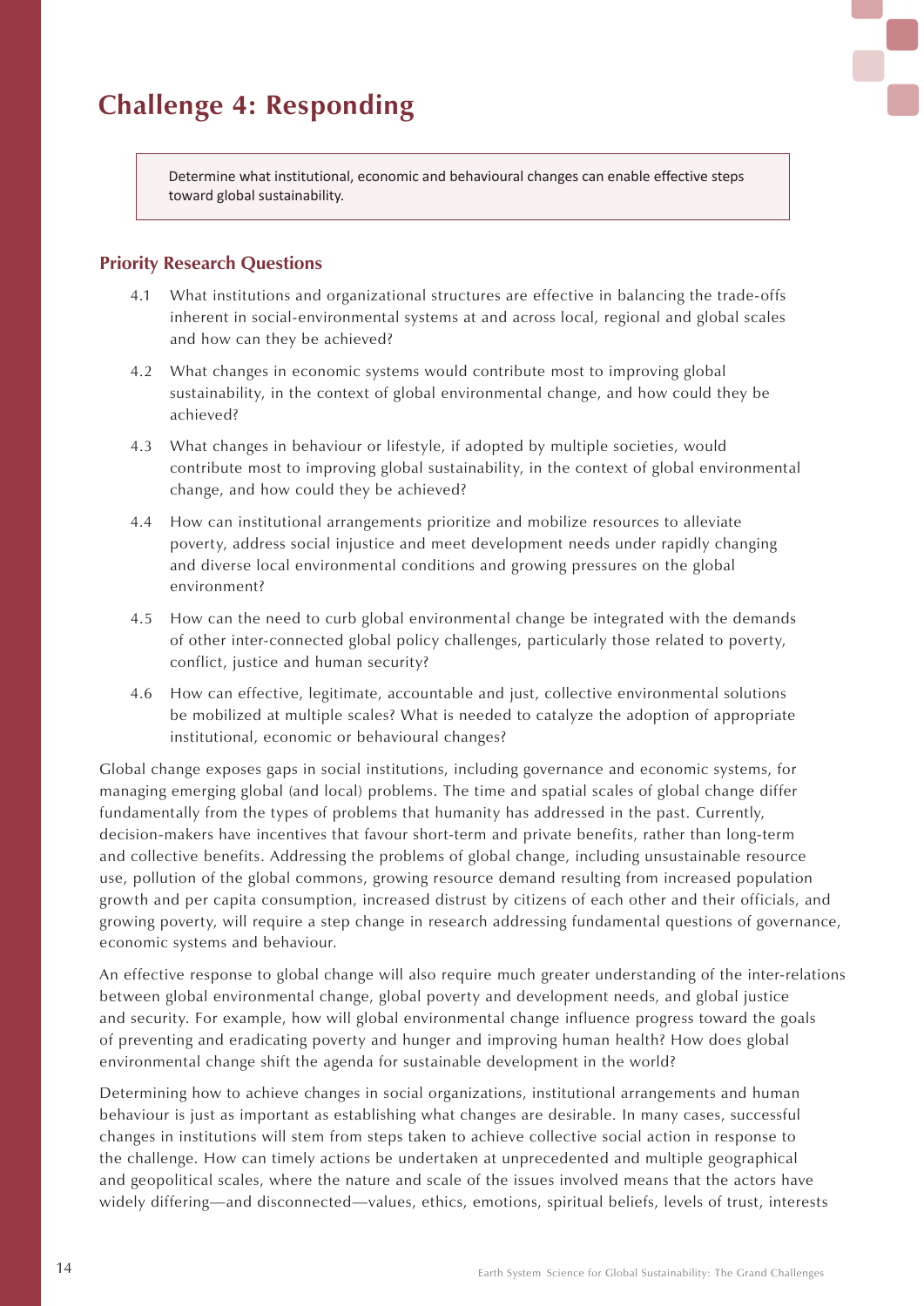## Challenge 4: Responding

> Determine what institutional, economic and behavioural changes can enable effective steps toward global sustainability.

### Priority Research Questions

4.1 What institutions and organizational structures are effective in balancing the trade-offs inherent in social-environmental systems at and across local, regional and global scales and how can they be achieved?

4.2 What changes in economic systems would contribute most to improving global sustainability, in the context of global environmental change, and how could they be achieved?

4.3 What changes in behaviour or lifestyle, if adopted by multiple societies, would contribute most to improving global sustainability, in the context of global environmental change, and how could they be achieved?

4.4 How can institutional arrangements prioritize and mobilize resources to alleviate poverty, address social injustice and meet development needs under rapidly changing and diverse local environmental conditions and growing pressures on the global environment?

4.5 How can the need to curb global environmental change be integrated with the demands of other inter-connected global policy challenges, particularly those related to poverty, conflict, justice and human security?

4.6 How can effective, legitimate, accountable and just, collective environmental solutions be mobilized at multiple scales? What is needed to catalyze the adoption of appropriate institutional, economic or behavioural changes?

Global change exposes gaps in social institutions, including governance and economic systems, for managing emerging global (and local) problems. The time and spatial scales of global change differ fundamentally from the types of problems that humanity has addressed in the past. Currently, decision-makers have incentives that favour short-term and private benefits, rather than long-term and collective benefits. Addressing the problems of global change, including unsustainable resource use, pollution of the global commons, growing resource demand resulting from increased population growth and per capita consumption, increased distrust by citizens of each other and their officials, and growing poverty, will require a step change in research addressing fundamental questions of governance, economic systems and behaviour.

An effective response to global change will also require much greater understanding of the inter-relations between global environmental change, global poverty and development needs, and global justice and security. For example, how will global environmental change influence progress toward the goals of preventing and eradicating poverty and hunger and improving human health? How does global environmental change shift the agenda for sustainable development in the world?

Determining how to achieve changes in social organizations, institutional arrangements and human behaviour is just as important as establishing what changes are desirable. In many cases, successful changes in institutions will stem from steps taken to achieve collective social action in response to the challenge. How can timely actions be undertaken at unprecedented and multiple geographical and geopolitical scales, where the nature and scale of the issues involved means that the actors have widely differing—and disconnected—values, ethics, emotions, spiritual beliefs, levels of trust, interests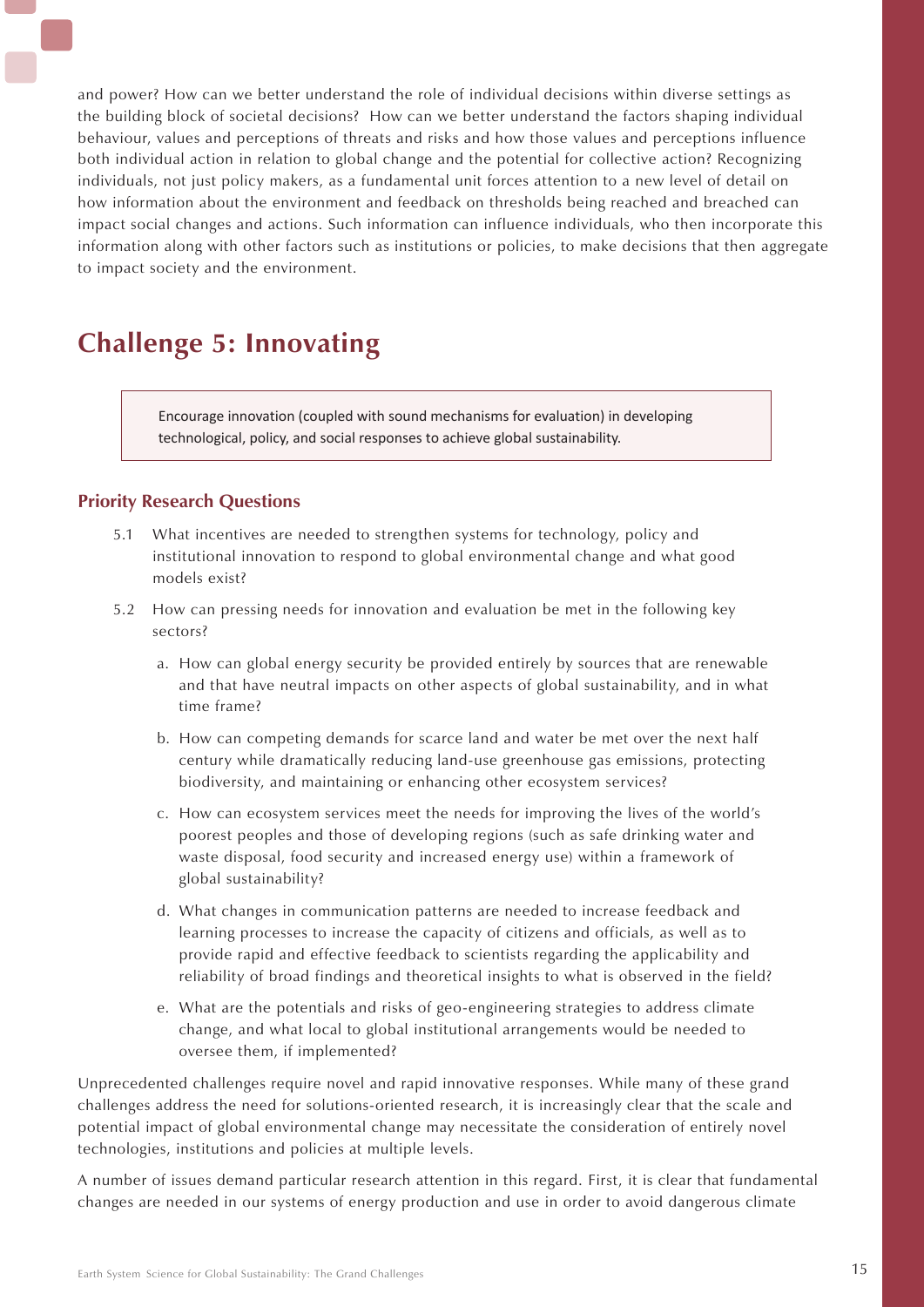and power? How can we better understand the role of individual decisions within diverse settings as the building block of societal decisions? How can we better understand the factors shaping individual behaviour, values and perceptions of threats and risks and how those values and perceptions influence both individual action in relation to global change and the potential for collective action? Recognizing individuals, not just policy makers, as a fundamental unit forces attention to a new level of detail on how information about the environment and feedback on thresholds being reached and breached can impact social changes and actions. Such information can influence individuals, who then incorporate this information along with other factors such as institutions or policies, to make decisions that then aggregate to impact society and the environment.

## Challenge 5: Innovating

> Encourage innovation (coupled with sound mechanisms for evaluation) in developing technological, policy, and social responses to achieve global sustainability.

### Priority Research Questions

5.1 What incentives are needed to strengthen systems for technology, policy and institutional innovation to respond to global environmental change and what good models exist?

5.2 How can pressing needs for innovation and evaluation be met in the following key sectors?

a. How can global energy security be provided entirely by sources that are renewable and that have neutral impacts on other aspects of global sustainability, and in what time frame?

b. How can competing demands for scarce land and water be met over the next half century while dramatically reducing land-use greenhouse gas emissions, protecting biodiversity, and maintaining or enhancing other ecosystem services?

c. How can ecosystem services meet the needs for improving the lives of the world's poorest peoples and those of developing regions (such as safe drinking water and waste disposal, food security and increased energy use) within a framework of global sustainability?

d. What changes in communication patterns are needed to increase feedback and learning processes to increase the capacity of citizens and officials, as well as to provide rapid and effective feedback to scientists regarding the applicability and reliability of broad findings and theoretical insights to what is observed in the field?

e. What are the potentials and risks of geo-engineering strategies to address climate change, and what local to global institutional arrangements would be needed to oversee them, if implemented?

Unprecedented challenges require novel and rapid innovative responses. While many of these grand challenges address the need for solutions-oriented research, it is increasingly clear that the scale and potential impact of global environmental change may necessitate the consideration of entirely novel technologies, institutions and policies at multiple levels.

A number of issues demand particular research attention in this regard. First, it is clear that fundamental changes are needed in our systems of energy production and use in order to avoid dangerous climate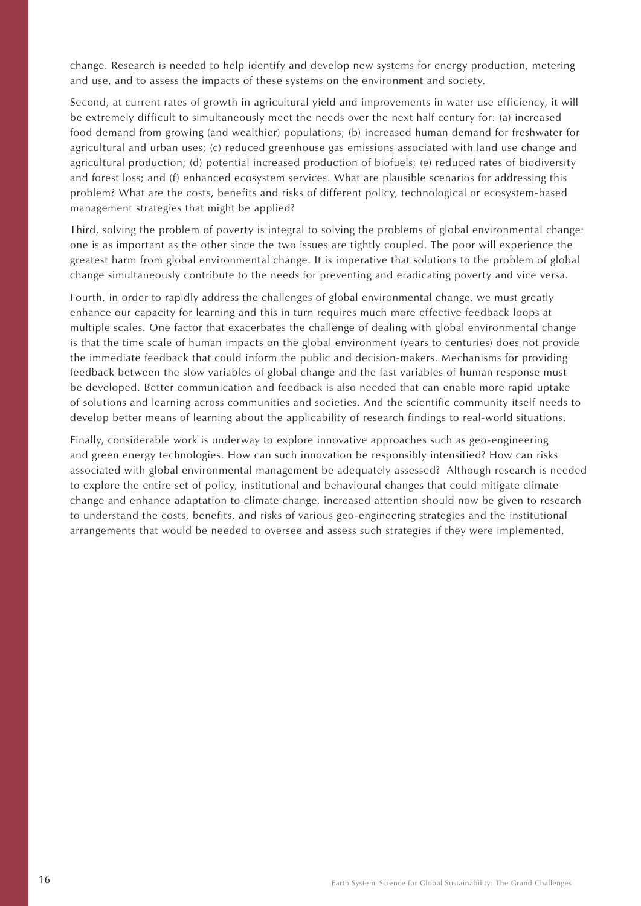change. Research is needed to help identify and develop new systems for energy production, metering and use, and to assess the impacts of these systems on the environment and society.

Second, at current rates of growth in agricultural yield and improvements in water use efficiency, it will be extremely difficult to simultaneously meet the needs over the next half century for: (a) increased food demand from growing (and wealthier) populations; (b) increased human demand for freshwater for agricultural and urban uses; (c) reduced greenhouse gas emissions associated with land use change and agricultural production; (d) potential increased production of biofuels; (e) reduced rates of biodiversity and forest loss; and (f) enhanced ecosystem services. What are plausible scenarios for addressing this problem? What are the costs, benefits and risks of different policy, technological or ecosystem-based management strategies that might be applied?

Third, solving the problem of poverty is integral to solving the problems of global environmental change: one is as important as the other since the two issues are tightly coupled. The poor will experience the greatest harm from global environmental change. It is imperative that solutions to the problem of global change simultaneously contribute to the needs for preventing and eradicating poverty and vice versa.

Fourth, in order to rapidly address the challenges of global environmental change, we must greatly enhance our capacity for learning and this in turn requires much more effective feedback loops at multiple scales. One factor that exacerbates the challenge of dealing with global environmental change is that the time scale of human impacts on the global environment (years to centuries) does not provide the immediate feedback that could inform the public and decision-makers. Mechanisms for providing feedback between the slow variables of global change and the fast variables of human response must be developed. Better communication and feedback is also needed that can enable more rapid uptake of solutions and learning across communities and societies. And the scientific community itself needs to develop better means of learning about the applicability of research findings to real-world situations.

Finally, considerable work is underway to explore innovative approaches such as geo-engineering and green energy technologies. How can such innovation be responsibly intensified? How can risks associated with global environmental management be adequately assessed? Although research is needed to explore the entire set of policy, institutional and behavioural changes that could mitigate climate change and enhance adaptation to climate change, increased attention should now be given to research to understand the costs, benefits, and risks of various geo-engineering strategies and the institutional arrangements that would be needed to oversee and assess such strategies if they were implemented.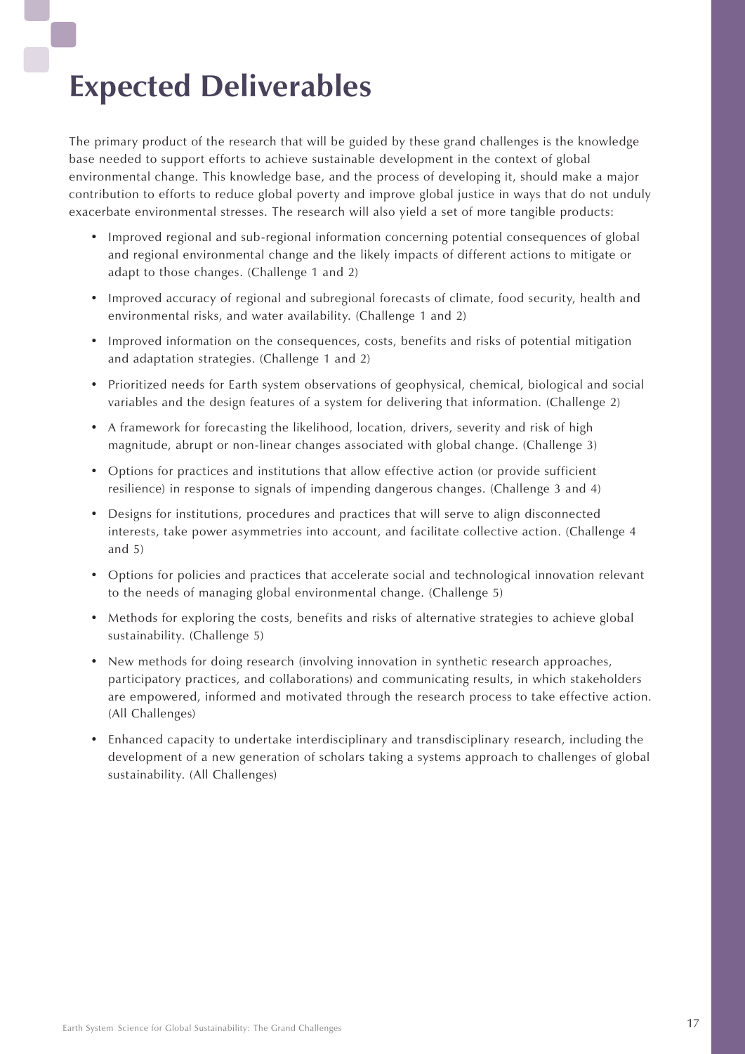# Expected Deliverables

The primary product of the research that will be guided by these grand challenges is the knowledge base needed to support efforts to achieve sustainable development in the context of global environmental change. This knowledge base, and the process of developing it, should make a major contribution to efforts to reduce global poverty and improve global justice in ways that do not unduly exacerbate environmental stresses. The research will also yield a set of more tangible products:

- Improved regional and sub-regional information concerning potential consequences of global and regional environmental change and the likely impacts of different actions to mitigate or adapt to those changes. (Challenge 1 and 2)
- Improved accuracy of regional and subregional forecasts of climate, food security, health and environmental risks, and water availability. (Challenge 1 and 2)
- Improved information on the consequences, costs, benefits and risks of potential mitigation and adaptation strategies. (Challenge 1 and 2)
- Prioritized needs for Earth system observations of geophysical, chemical, biological and social variables and the design features of a system for delivering that information. (Challenge 2)
- A framework for forecasting the likelihood, location, drivers, severity and risk of high magnitude, abrupt or non-linear changes associated with global change. (Challenge 3)
- Options for practices and institutions that allow effective action (or provide sufficient resilience) in response to signals of impending dangerous changes. (Challenge 3 and 4)
- Designs for institutions, procedures and practices that will serve to align disconnected interests, take power asymmetries into account, and facilitate collective action. (Challenge 4 and 5)
- Options for policies and practices that accelerate social and technological innovation relevant to the needs of managing global environmental change. (Challenge 5)
- Methods for exploring the costs, benefits and risks of alternative strategies to achieve global sustainability. (Challenge 5)
- New methods for doing research (involving innovation in synthetic research approaches, participatory practices, and collaborations) and communicating results, in which stakeholders are empowered, informed and motivated through the research process to take effective action. (All Challenges)
- Enhanced capacity to undertake interdisciplinary and transdisciplinary research, including the development of a new generation of scholars taking a systems approach to challenges of global sustainability. (All Challenges)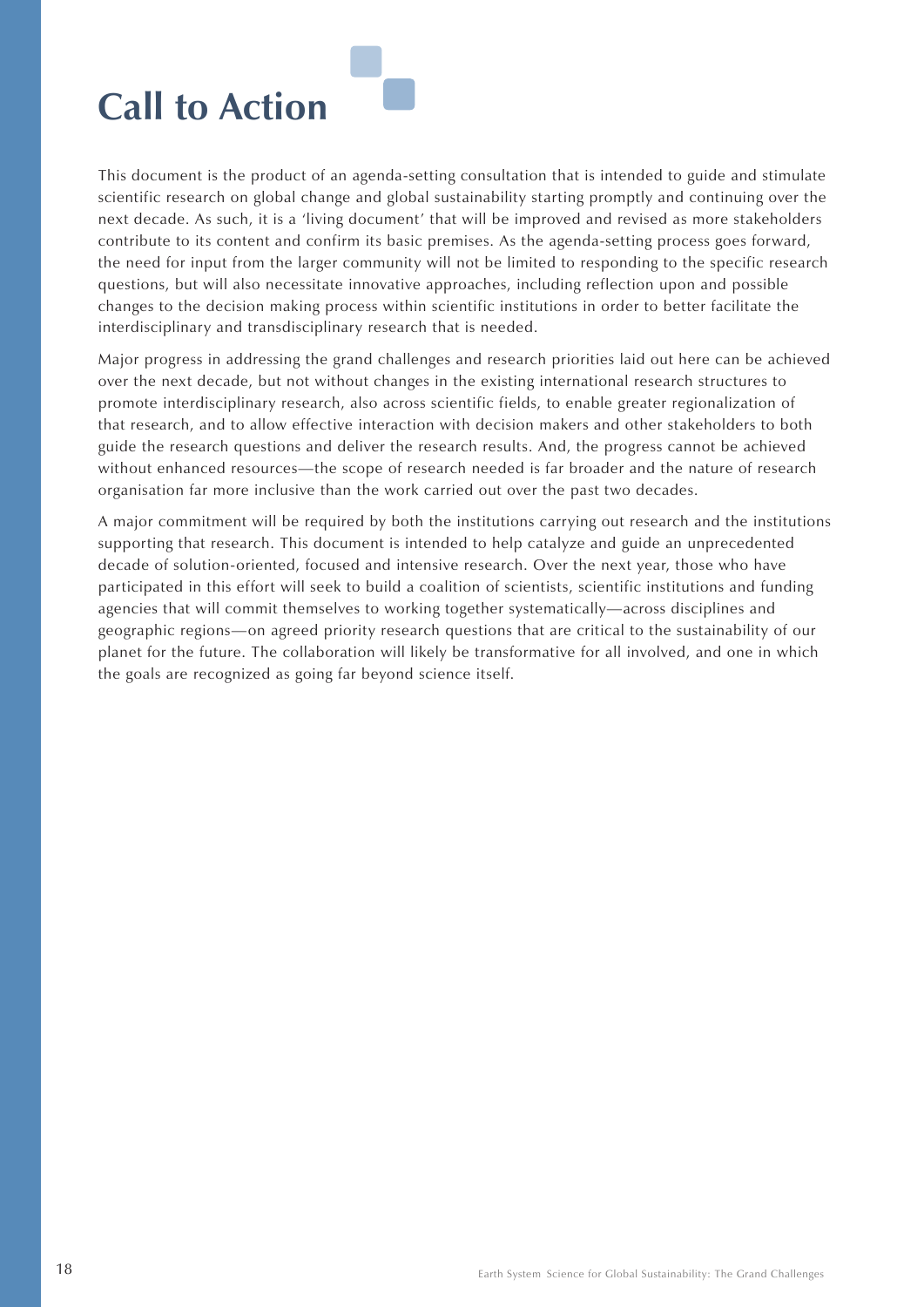# Call to Action

This document is the product of an agenda-setting consultation that is intended to guide and stimulate scientific research on global change and global sustainability starting promptly and continuing over the next decade. As such, it is a 'living document' that will be improved and revised as more stakeholders contribute to its content and confirm its basic premises. As the agenda-setting process goes forward, the need for input from the larger community will not be limited to responding to the specific research questions, but will also necessitate innovative approaches, including reflection upon and possible changes to the decision making process within scientific institutions in order to better facilitate the interdisciplinary and transdisciplinary research that is needed.

Major progress in addressing the grand challenges and research priorities laid out here can be achieved over the next decade, but not without changes in the existing international research structures to promote interdisciplinary research, also across scientific fields, to enable greater regionalization of that research, and to allow effective interaction with decision makers and other stakeholders to both guide the research questions and deliver the research results. And, the progress cannot be achieved without enhanced resources—the scope of research needed is far broader and the nature of research organisation far more inclusive than the work carried out over the past two decades.

A major commitment will be required by both the institutions carrying out research and the institutions supporting that research. This document is intended to help catalyze and guide an unprecedented decade of solution-oriented, focused and intensive research. Over the next year, those who have participated in this effort will seek to build a coalition of scientists, scientific institutions and funding agencies that will commit themselves to working together systematically—across disciplines and geographic regions—on agreed priority research questions that are critical to the sustainability of our planet for the future. The collaboration will likely be transformative for all involved, and one in which the goals are recognized as going far beyond science itself.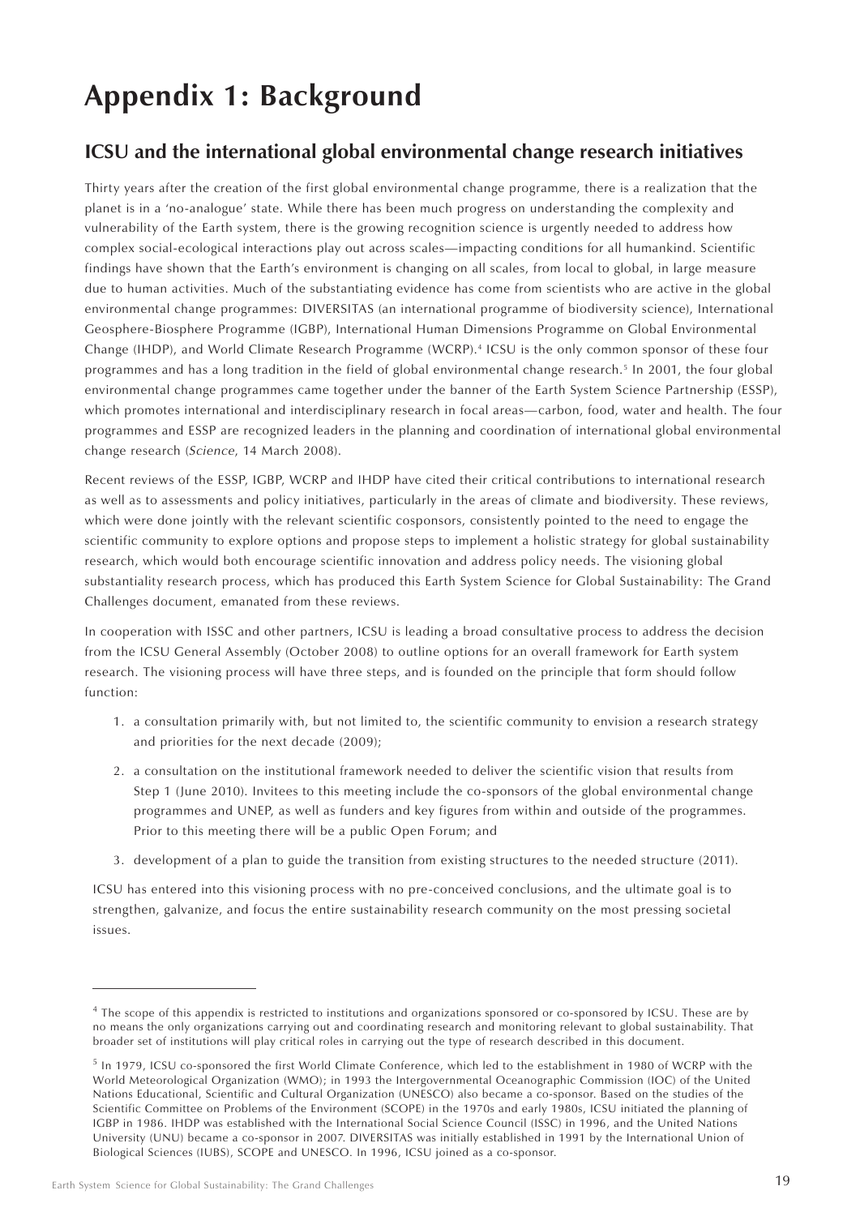# Appendix 1: Background

## ICSU and the international global environmental change research initiatives

Thirty years after the creation of the first global environmental change programme, there is a realization that the planet is in a 'no-analogue' state. While there has been much progress on understanding the complexity and vulnerability of the Earth system, there is the growing recognition science is urgently needed to address how complex social-ecological interactions play out across scales—impacting conditions for all humankind. Scientific findings have shown that the Earth's environment is changing on all scales, from local to global, in large measure due to human activities. Much of the substantiating evidence has come from scientists who are active in the global environmental change programmes: DIVERSITAS (an international programme of biodiversity science), International Geosphere-Biosphere Programme (IGBP), International Human Dimensions Programme on Global Environmental Change (IHDP), and World Climate Research Programme (WCRP).[4] ICSU is the only common sponsor of these four programmes and has a long tradition in the field of global environmental change research.[5] In 2001, the four global environmental change programmes came together under the banner of the Earth System Science Partnership (ESSP), which promotes international and interdisciplinary research in focal areas—carbon, food, water and health. The four programmes and ESSP are recognized leaders in the planning and coordination of international global environmental change research (*Science*, 14 March 2008).

Recent reviews of the ESSP, IGBP, WCRP and IHDP have cited their critical contributions to international research as well as to assessments and policy initiatives, particularly in the areas of climate and biodiversity. These reviews, which were done jointly with the relevant scientific cosponsors, consistently pointed to the need to engage the scientific community to explore options and propose steps to implement a holistic strategy for global sustainability research, which would both encourage scientific innovation and address policy needs. The visioning global substantiality research process, which has produced this Earth System Science for Global Sustainability: The Grand Challenges document, emanated from these reviews.

In cooperation with ISSC and other partners, ICSU is leading a broad consultative process to address the decision from the ICSU General Assembly (October 2008) to outline options for an overall framework for Earth system research. The visioning process will have three steps, and is founded on the principle that form should follow function:

1. a consultation primarily with, but not limited to, the scientific community to envision a research strategy and priorities for the next decade (2009);
2. a consultation on the institutional framework needed to deliver the scientific vision that results from Step 1 (June 2010). Invitees to this meeting include the co-sponsors of the global environmental change programmes and UNEP, as well as funders and key figures from within and outside of the programmes. Prior to this meeting there will be a public Open Forum; and
3. development of a plan to guide the transition from existing structures to the needed structure (2011).

ICSU has entered into this visioning process with no pre-conceived conclusions, and the ultimate goal is to strengthen, galvanize, and focus the entire sustainability research community on the most pressing societal issues.

---

[4] The scope of this appendix is restricted to institutions and organizations sponsored or co-sponsored by ICSU. These are by no means the only organizations carrying out and coordinating research and monitoring relevant to global sustainability. That broader set of institutions will play critical roles in carrying out the type of research described in this document.

[5] In 1979, ICSU co-sponsored the first World Climate Conference, which led to the establishment in 1980 of WCRP with the World Meteorological Organization (WMO); in 1993 the Intergovernmental Oceanographic Commission (IOC) of the United Nations Educational, Scientific and Cultural Organization (UNESCO) also became a co-sponsor. Based on the studies of the Scientific Committee on Problems of the Environment (SCOPE) in the 1970s and early 1980s, ICSU initiated the planning of IGBP in 1986. IHDP was established with the International Social Science Council (ISSC) in 1996, and the United Nations University (UNU) became a co-sponsor in 2007. DIVERSITAS was initially established in 1991 by the International Union of Biological Sciences (IUBS), SCOPE and UNESCO. In 1996, ICSU joined as a co-sponsor.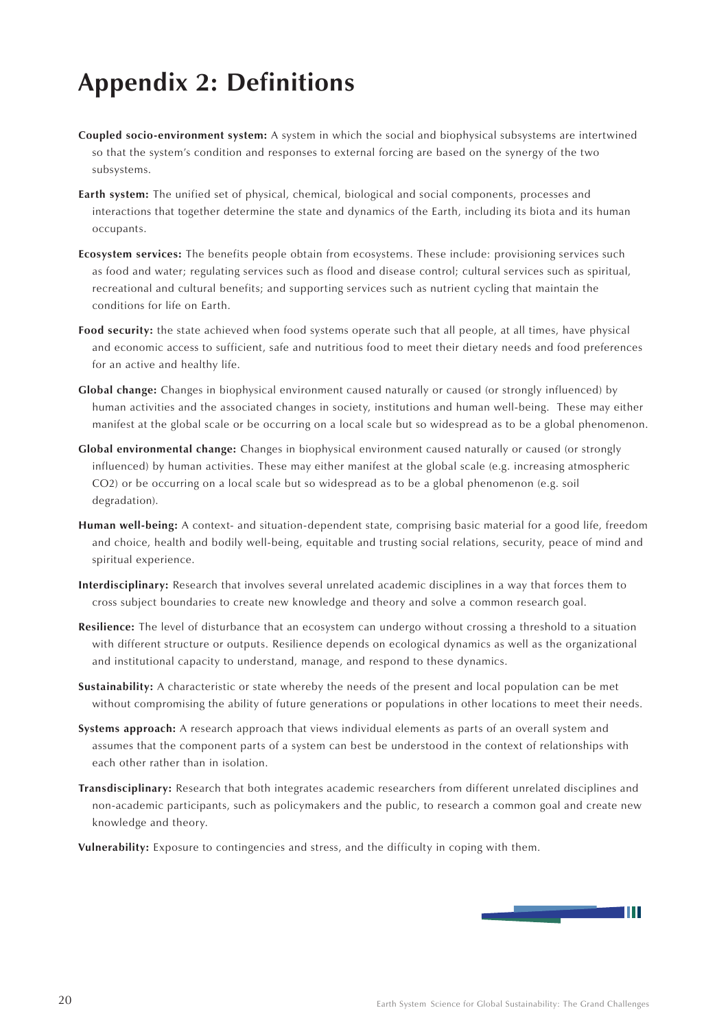# Appendix 2: Definitions

**Coupled socio-environment system:** A system in which the social and biophysical subsystems are intertwined so that the system's condition and responses to external forcing are based on the synergy of the two subsystems.

**Earth system:** The unified set of physical, chemical, biological and social components, processes and interactions that together determine the state and dynamics of the Earth, including its biota and its human occupants.

**Ecosystem services:** The benefits people obtain from ecosystems. These include: provisioning services such as food and water; regulating services such as flood and disease control; cultural services such as spiritual, recreational and cultural benefits; and supporting services such as nutrient cycling that maintain the conditions for life on Earth.

**Food security:** the state achieved when food systems operate such that all people, at all times, have physical and economic access to sufficient, safe and nutritious food to meet their dietary needs and food preferences for an active and healthy life.

**Global change:** Changes in biophysical environment caused naturally or caused (or strongly influenced) by human activities and the associated changes in society, institutions and human well-being. These may either manifest at the global scale or be occurring on a local scale but so widespread as to be a global phenomenon.

**Global environmental change:** Changes in biophysical environment caused naturally or caused (or strongly influenced) by human activities. These may either manifest at the global scale (e.g. increasing atmospheric $CO_2$) or be occurring on a local scale but so widespread as to be a global phenomenon (e.g. soil degradation).

**Human well-being:** A context- and situation-dependent state, comprising basic material for a good life, freedom and choice, health and bodily well-being, equitable and trusting social relations, security, peace of mind and spiritual experience.

**Interdisciplinary:** Research that involves several unrelated academic disciplines in a way that forces them to cross subject boundaries to create new knowledge and theory and solve a common research goal.

**Resilience:** The level of disturbance that an ecosystem can undergo without crossing a threshold to a situation with different structure or outputs. Resilience depends on ecological dynamics as well as the organizational and institutional capacity to understand, manage, and respond to these dynamics.

**Sustainability:** A characteristic or state whereby the needs of the present and local population can be met without compromising the ability of future generations or populations in other locations to meet their needs.

**Systems approach:** A research approach that views individual elements as parts of an overall system and assumes that the component parts of a system can best be understood in the context of relationships with each other rather than in isolation.

**Transdisciplinary:** Research that both integrates academic researchers from different unrelated disciplines and non-academic participants, such as policymakers and the public, to research a common goal and create new knowledge and theory.

**Vulnerability:** Exposure to contingencies and stress, and the difficulty in coping with them.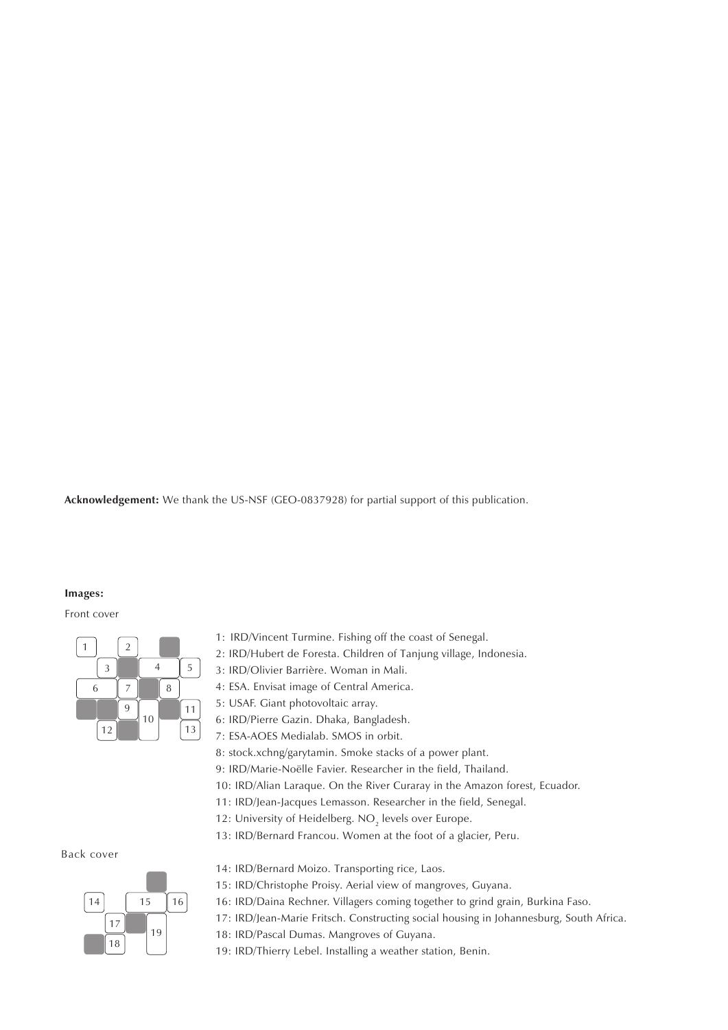**Acknowledgement:** We thank the US-NSF (GEO-0837928) for partial support of this publication.

**Images:**

Front cover

1: IRD/Vincent Turmine. Fishing off the coast of Senegal.
2: IRD/Hubert de Foresta. Children of Tanjung village, Indonesia.
3: IRD/Olivier Barrière. Woman in Mali.
4: ESA. Envisat image of Central America.
5: USAF. Giant photovoltaic array.
6: IRD/Pierre Gazin. Dhaka, Bangladesh.
7: ESA-AOES Medialab. SMOS in orbit.
8: stock.xchng/garytamin. Smoke stacks of a power plant.
9: IRD/Marie-Noëlle Favier. Researcher in the field, Thailand.
10: IRD/Alian Laraque. On the River Curaray in the Amazon forest, Ecuador.
11: IRD/Jean-Jacques Lemasson. Researcher in the field, Senegal.
12: University of Heidelberg. $NO_2$ levels over Europe.
13: IRD/Bernard Francou. Women at the foot of a glacier, Peru.

Back cover

14: IRD/Bernard Moizo. Transporting rice, Laos.
15: IRD/Christophe Proisy. Aerial view of mangroves, Guyana.
16: IRD/Daina Rechner. Villagers coming together to grind grain, Burkina Faso.
17: IRD/Jean-Marie Fritsch. Constructing social housing in Johannesburg, South Africa.
18: IRD/Pascal Dumas. Mangroves of Guyana.
19: IRD/Thierry Lebel. Installing a weather station, Benin.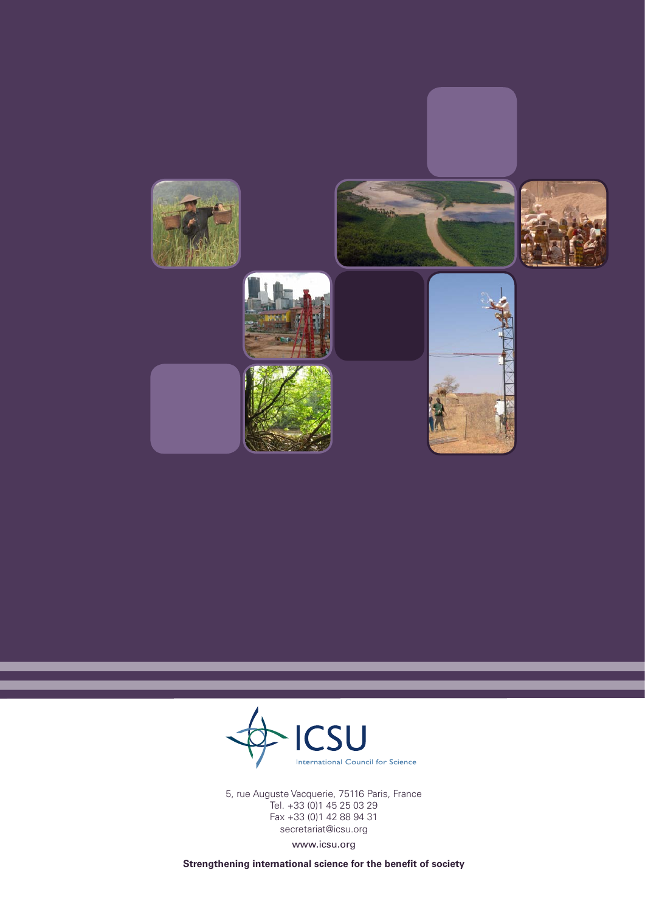ICSU

International Council for Science

5, rue Auguste Vacquerie, 75116 Paris, France
Tel. +33 (0)1 45 25 03 29
Fax +33 (0)1 42 88 94 31
secretariat@icsu.org

www.icsu.org

**Strengthening international science for the benefit of society**